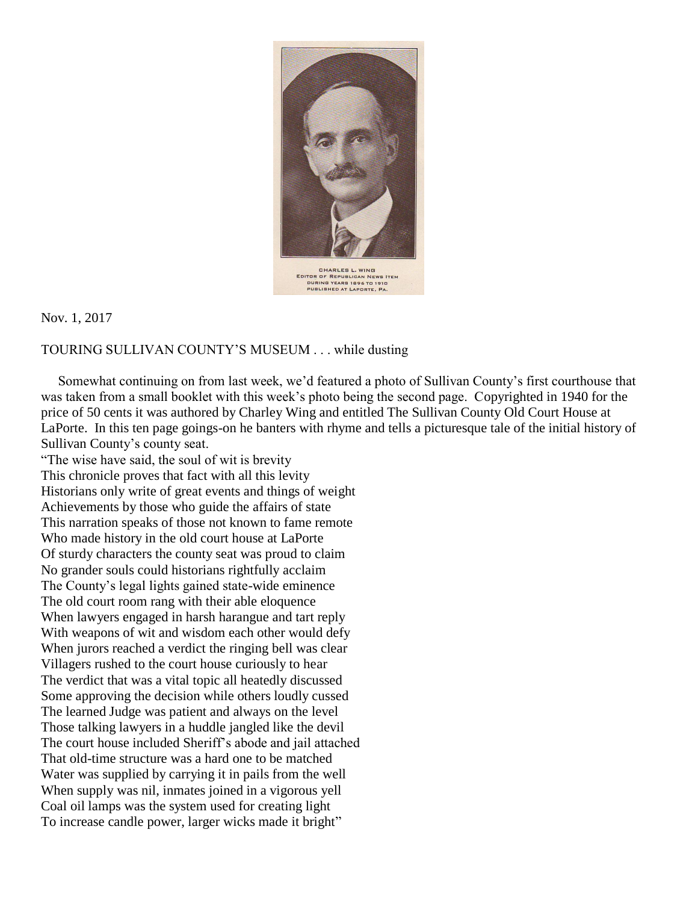CHARLES L. WING
EDITOR OF REPUBLICAN NEWS ITEM
DURING YEARS 1896 TO 1910
PUBLISHED AT LAPORTE, PA.

Nov. 1, 2017

TOURING SULLIVAN COUNTY'S MUSEUM . . . while dusting

Somewhat continuing on from last week, we'd featured a photo of Sullivan County's first courthouse that was taken from a small booklet with this week's photo being the second page. Copyrighted in 1940 for the price of 50 cents it was authored by Charley Wing and entitled The Sullivan County Old Court House at LaPorte. In this ten page goings-on he banters with rhyme and tells a picturesque tale of the initial history of Sullivan County's county seat.

"The wise have said, the soul of wit is brevity
This chronicle proves that fact with all this levity
Historians only write of great events and things of weight
Achievements by those who guide the affairs of state
This narration speaks of those not known to fame remote
Who made history in the old court house at LaPorte
Of sturdy characters the county seat was proud to claim
No grander souls could historians rightfully acclaim
The County's legal lights gained state-wide eminence
The old court room rang with their able eloquence
When lawyers engaged in harsh harangue and tart reply
With weapons of wit and wisdom each other would defy
When jurors reached a verdict the ringing bell was clear
Villagers rushed to the court house curiously to hear
The verdict that was a vital topic all heatedly discussed
Some approving the decision while others loudly cussed
The learned Judge was patient and always on the level
Those talking lawyers in a huddle jangled like the devil
The court house included Sheriff's abode and jail attached
That old-time structure was a hard one to be matched
Water was supplied by carrying it in pails from the well
When supply was nil, inmates joined in a vigorous yell
Coal oil lamps was the system used for creating light
To increase candle power, larger wicks made it bright"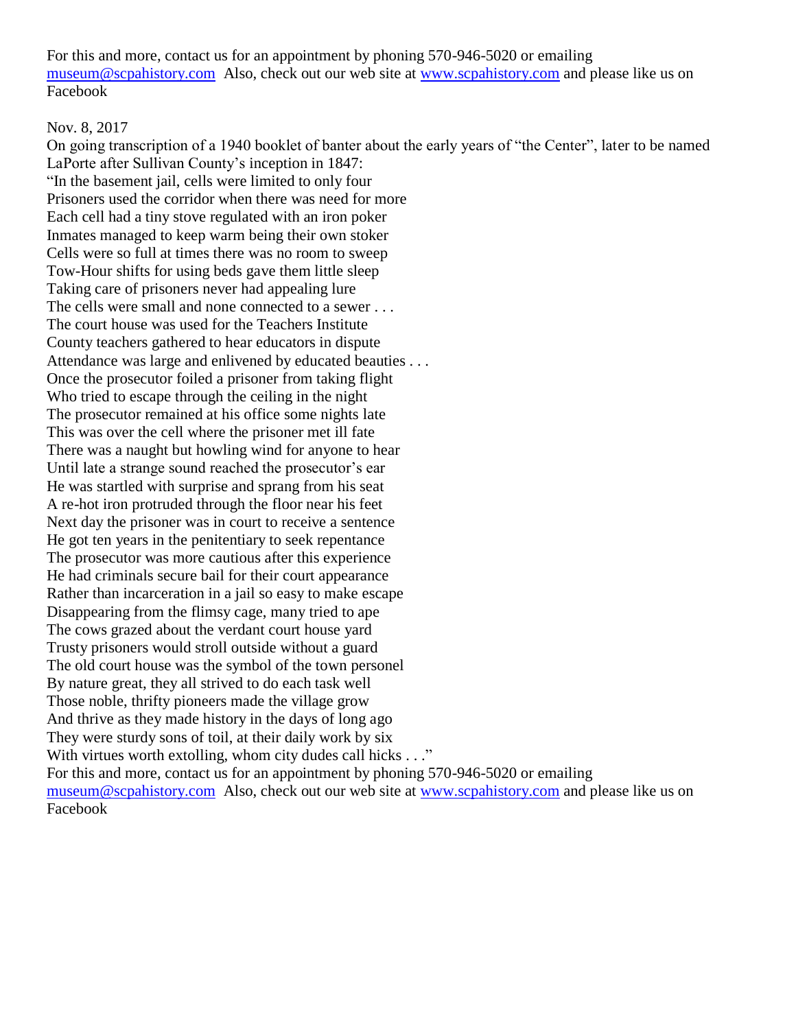For this and more, contact us for an appointment by phoning 570-946-5020 or emailing museum@scpahistory.com Also, check out our web site at www.scpahistory.com and please like us on Facebook

Nov. 8, 2017

On going transcription of a 1940 booklet of banter about the early years of "the Center", later to be named LaPorte after Sullivan County's inception in 1847:

"In the basement jail, cells were limited to only four  
Prisoners used the corridor when there was need for more  
Each cell had a tiny stove regulated with an iron poker  
Inmates managed to keep warm being their own stoker  
Cells were so full at times there was no room to sweep  
Tow-Hour shifts for using beds gave them little sleep  
Taking care of prisoners never had appealing lure  
The cells were small and none connected to a sewer . . .  
The court house was used for the Teachers Institute  
County teachers gathered to hear educators in dispute  
Attendance was large and enlivened by educated beauties . . .  
Once the prosecutor foiled a prisoner from taking flight  
Who tried to escape through the ceiling in the night  
The prosecutor remained at his office some nights late  
This was over the cell where the prisoner met ill fate  
There was a naught but howling wind for anyone to hear  
Until late a strange sound reached the prosecutor's ear  
He was startled with surprise and sprang from his seat  
A re-hot iron protruded through the floor near his feet  
Next day the prisoner was in court to receive a sentence  
He got ten years in the penitentiary to seek repentance  
The prosecutor was more cautious after this experience  
He had criminals secure bail for their court appearance  
Rather than incarceration in a jail so easy to make escape  
Disappearing from the flimsy cage, many tried to ape  
The cows grazed about the verdant court house yard  
Trusty prisoners would stroll outside without a guard  
The old court house was the symbol of the town personel  
By nature great, they all strived to do each task well  
Those noble, thrifty pioneers made the village grow  
And thrive as they made history in the days of long ago  
They were sturdy sons of toil, at their daily work by six  
With virtues worth extolling, whom city dudes call hicks . . ."

For this and more, contact us for an appointment by phoning 570-946-5020 or emailing museum@scpahistory.com Also, check out our web site at www.scpahistory.com and please like us on Facebook